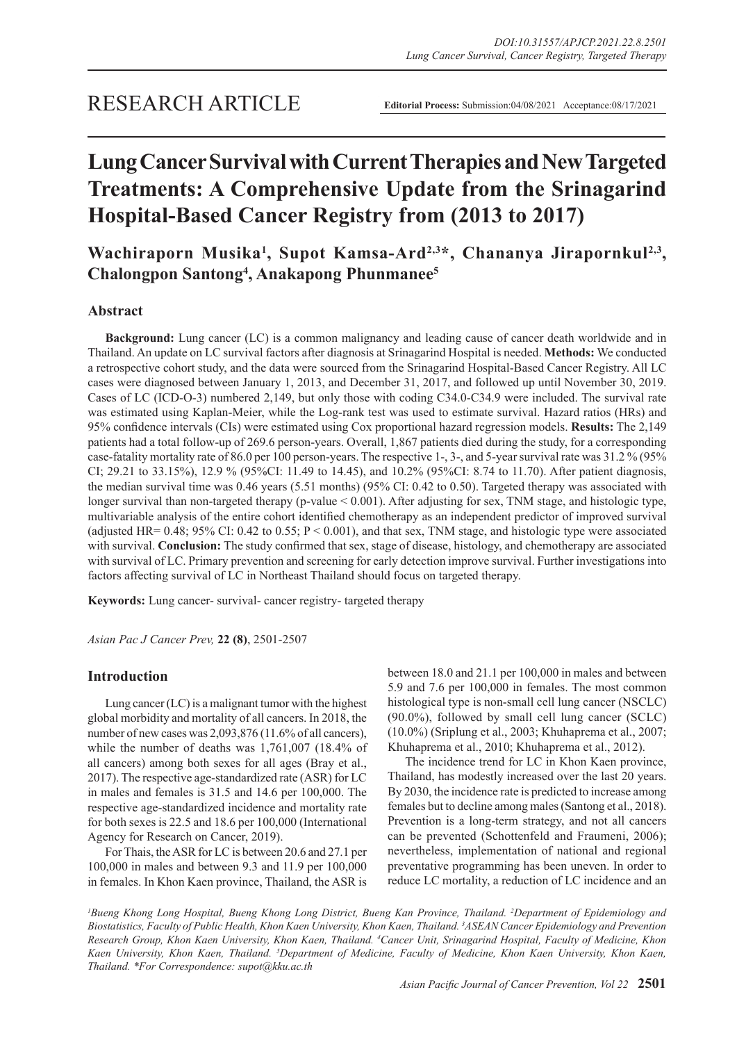RESEARCH ARTICLE

**Editorial Process:** Submission:04/08/2021 Acceptance:08/17/2021

# Lung Cancer Survival with Current Therapies and New Targeted Treatments: A Comprehensive Update from the Srinagarind Hospital-Based Cancer Registry from (2013 to 2017)

**Wachiraporn Musika[1], Supot Kamsa-Ard[2,3]*, Chananya Jirapornkul[2,3], Chalongpon Santong[4], Anakapong Phunmanee[5]**

## Abstract

**Background:** Lung cancer (LC) is a common malignancy and leading cause of cancer death worldwide and in Thailand. An update on LC survival factors after diagnosis at Srinagarind Hospital is needed. **Methods:** We conducted a retrospective cohort study, and the data were sourced from the Srinagarind Hospital-Based Cancer Registry. All LC cases were diagnosed between January 1, 2013, and December 31, 2017, and followed up until November 30, 2019. Cases of LC (ICD-O-3) numbered 2,149, but only those with coding C34.0-C34.9 were included. The survival rate was estimated using Kaplan-Meier, while the Log-rank test was used to estimate survival. Hazard ratios (HRs) and 95% confidence intervals (CIs) were estimated using Cox proportional hazard regression models. **Results:** The 2,149 patients had a total follow-up of 269.6 person-years. Overall, 1,867 patients died during the study, for a corresponding case-fatality mortality rate of 86.0 per 100 person-years. The respective 1-, 3-, and 5-year survival rate was 31.2 % (95% CI; 29.21 to 33.15%), 12.9 % (95%CI: 11.49 to 14.45), and 10.2% (95%CI: 8.74 to 11.70). After patient diagnosis, the median survival time was 0.46 years (5.51 months) (95% CI: 0.42 to 0.50). Targeted therapy was associated with longer survival than non-targeted therapy (p-value < 0.001). After adjusting for sex, TNM stage, and histologic type, multivariable analysis of the entire cohort identified chemotherapy as an independent predictor of improved survival (adjusted HR= 0.48; 95% CI: 0.42 to 0.55; P < 0.001), and that sex, TNM stage, and histologic type were associated with survival. **Conclusion:** The study confirmed that sex, stage of disease, histology, and chemotherapy are associated with survival of LC. Primary prevention and screening for early detection improve survival. Further investigations into factors affecting survival of LC in Northeast Thailand should focus on targeted therapy.

**Keywords:** Lung cancer- survival- cancer registry- targeted therapy

*Asian Pac J Cancer Prev,* **22 (8)**, 2501-2507

## Introduction

Lung cancer (LC) is a malignant tumor with the highest global morbidity and mortality of all cancers. In 2018, the number of new cases was 2,093,876 (11.6% of all cancers), while the number of deaths was 1,761,007 (18.4% of all cancers) among both sexes for all ages (Bray et al., 2017). The respective age-standardized rate (ASR) for LC in males and females is 31.5 and 14.6 per 100,000. The respective age-standardized incidence and mortality rate for both sexes is 22.5 and 18.6 per 100,000 (International Agency for Research on Cancer, 2019).

For Thais, the ASR for LC is between 20.6 and 27.1 per 100,000 in males and between 9.3 and 11.9 per 100,000 in females. In Khon Kaen province, Thailand, the ASR is between 18.0 and 21.1 per 100,000 in males and between 5.9 and 7.6 per 100,000 in females. The most common histological type is non-small cell lung cancer (NSCLC) (90.0%), followed by small cell lung cancer (SCLC) (10.0%) (Sriplung et al., 2003; Khuhaprema et al., 2007; Khuhaprema et al., 2010; Khuhaprema et al., 2012).

The incidence trend for LC in Khon Kaen province, Thailand, has modestly increased over the last 20 years. By 2030, the incidence rate is predicted to increase among females but to decline among males (Santong et al., 2018). Prevention is a long-term strategy, and not all cancers can be prevented (Schottenfeld and Fraumeni, 2006); nevertheless, implementation of national and regional preventative programming has been uneven. In order to reduce LC mortality, a reduction of LC incidence and an

[1]Bueng Khong Long Hospital, Bueng Khong Long District, Bueng Kan Province, Thailand. [2]Department of Epidemiology and Biostatistics, Faculty of Public Health, Khon Kaen University, Khon Kaen, Thailand. [3]ASEAN Cancer Epidemiology and Prevention Research Group, Khon Kaen University, Khon Kaen, Thailand. [4]Cancer Unit, Srinagarind Hospital, Faculty of Medicine, Khon Kaen University, Khon Kaen, Thailand. [5]Department of Medicine, Faculty of Medicine, Khon Kaen University, Khon Kaen, Thailand. *For Correspondence: supot@kku.ac.th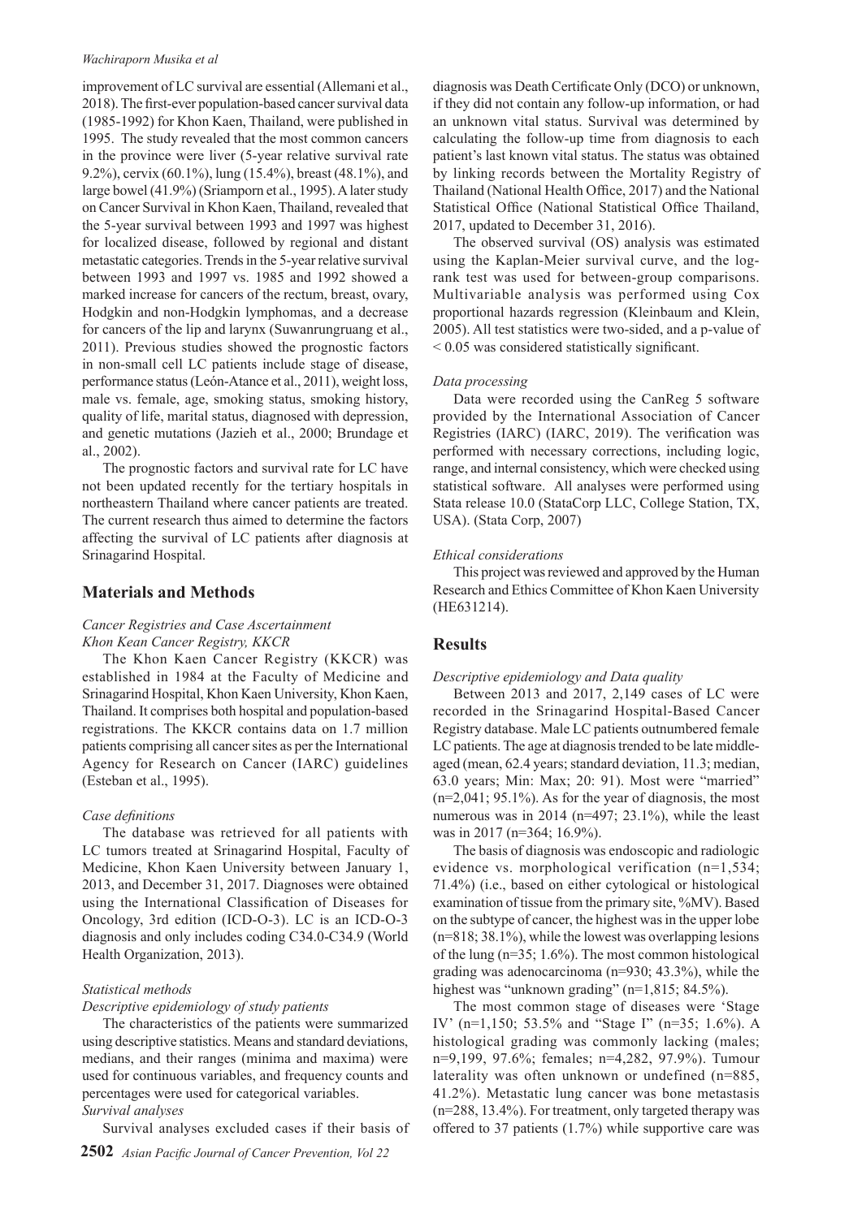improvement of LC survival are essential (Allemani et al., 2018). The first-ever population-based cancer survival data (1985-1992) for Khon Kaen, Thailand, were published in 1995. The study revealed that the most common cancers in the province were liver (5-year relative survival rate 9.2%), cervix (60.1%), lung (15.4%), breast (48.1%), and large bowel (41.9%) (Sriamporn et al., 1995). A later study on Cancer Survival in Khon Kaen, Thailand, revealed that the 5-year survival between 1993 and 1997 was highest for localized disease, followed by regional and distant metastatic categories. Trends in the 5-year relative survival between 1993 and 1997 vs. 1985 and 1992 showed a marked increase for cancers of the rectum, breast, ovary, Hodgkin and non-Hodgkin lymphomas, and a decrease for cancers of the lip and larynx (Suwanrungruang et al., 2011). Previous studies showed the prognostic factors in non-small cell LC patients include stage of disease, performance status (León-Atance et al., 2011), weight loss, male vs. female, age, smoking status, smoking history, quality of life, marital status, diagnosed with depression, and genetic mutations (Jazieh et al., 2000; Brundage et al., 2002).

The prognostic factors and survival rate for LC have not been updated recently for the tertiary hospitals in northeastern Thailand where cancer patients are treated. The current research thus aimed to determine the factors affecting the survival of LC patients after diagnosis at Srinagarind Hospital.

## Materials and Methods

*Cancer Registries and Case Ascertainment*
*Khon Kean Cancer Registry, KKCR*

The Khon Kaen Cancer Registry (KKCR) was established in 1984 at the Faculty of Medicine and Srinagarind Hospital, Khon Kaen University, Khon Kaen, Thailand. It comprises both hospital and population-based registrations. The KKCR contains data on 1.7 million patients comprising all cancer sites as per the International Agency for Research on Cancer (IARC) guidelines (Esteban et al., 1995).

*Case definitions*

The database was retrieved for all patients with LC tumors treated at Srinagarind Hospital, Faculty of Medicine, Khon Kaen University between January 1, 2013, and December 31, 2017. Diagnoses were obtained using the International Classification of Diseases for Oncology, 3rd edition (ICD-O-3). LC is an ICD-O-3 diagnosis and only includes coding C34.0-C34.9 (World Health Organization, 2013).

*Statistical methods*
*Descriptive epidemiology of study patients*

The characteristics of the patients were summarized using descriptive statistics. Means and standard deviations, medians, and their ranges (minima and maxima) were used for continuous variables, and frequency counts and percentages were used for categorical variables.

*Survival analyses*

Survival analyses excluded cases if their basis of diagnosis was Death Certificate Only (DCO) or unknown, if they did not contain any follow-up information, or had an unknown vital status. Survival was determined by calculating the follow-up time from diagnosis to each patient's last known vital status. The status was obtained by linking records between the Mortality Registry of Thailand (National Health Office, 2017) and the National Statistical Office (National Statistical Office Thailand, 2017, updated to December 31, 2016).

The observed survival (OS) analysis was estimated using the Kaplan-Meier survival curve, and the log-rank test was used for between-group comparisons. Multivariable analysis was performed using Cox proportional hazards regression (Kleinbaum and Klein, 2005). All test statistics were two-sided, and a p-value of $< 0.05$ was considered statistically significant.

*Data processing*

Data were recorded using the CanReg 5 software provided by the International Association of Cancer Registries (IARC) (IARC, 2019). The verification was performed with necessary corrections, including logic, range, and internal consistency, which were checked using statistical software. All analyses were performed using Stata release 10.0 (StataCorp LLC, College Station, TX, USA). (Stata Corp, 2007)

*Ethical considerations*

This project was reviewed and approved by the Human Research and Ethics Committee of Khon Kaen University (HE631214).

## Results

*Descriptive epidemiology and Data quality*

Between 2013 and 2017, 2,149 cases of LC were recorded in the Srinagarind Hospital-Based Cancer Registry database. Male LC patients outnumbered female LC patients. The age at diagnosis trended to be late middle-aged (mean, 62.4 years; standard deviation, 11.3; median, 63.0 years; Min: Max; 20: 91). Most were "married" (n=2,041; 95.1%). As for the year of diagnosis, the most numerous was in 2014 (n=497; 23.1%), while the least was in 2017 (n=364; 16.9%).

The basis of diagnosis was endoscopic and radiologic evidence vs. morphological verification (n=1,534; 71.4%) (i.e., based on either cytological or histological examination of tissue from the primary site, %MV). Based on the subtype of cancer, the highest was in the upper lobe (n=818; 38.1%), while the lowest was overlapping lesions of the lung (n=35; 1.6%). The most common histological grading was adenocarcinoma (n=930; 43.3%), while the highest was "unknown grading" (n=1,815; 84.5%).

The most common stage of diseases were 'Stage IV' (n=1,150; 53.5% and "Stage I" (n=35; 1.6%). A histological grading was commonly lacking (males; n=9,199, 97.6%; females; n=4,282, 97.9%). Tumour laterality was often unknown or undefined (n=885, 41.2%). Metastatic lung cancer was bone metastasis (n=288, 13.4%). For treatment, only targeted therapy was offered to 37 patients (1.7%) while supportive care was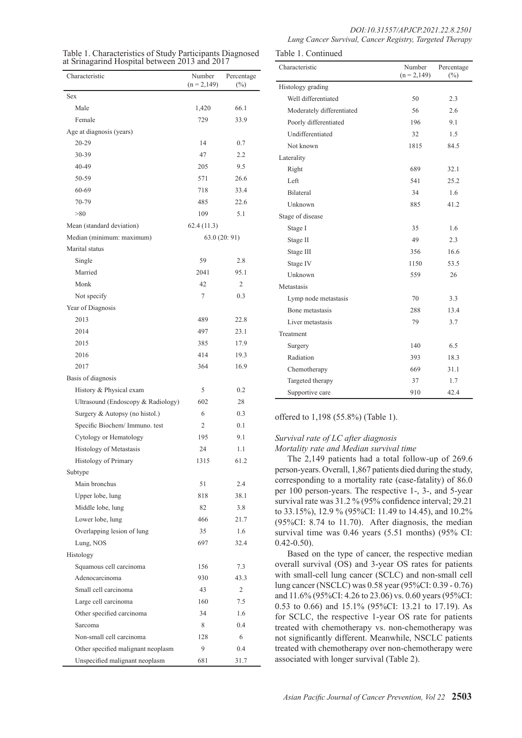Table 1. Characteristics of Study Participants Diagnosed at Srinagarind Hospital between 2013 and 2017

| Characteristic | Number (n = 2,149) | Percentage (%) |
|---|---|---|
| Sex | | |
| Male | 1,420 | 66.1 |
| Female | 729 | 33.9 |
| Age at diagnosis (years) | | |
| 20-29 | 14 | 0.7 |
| 30-39 | 47 | 2.2 |
| 40-49 | 205 | 9.5 |
| 50-59 | 571 | 26.6 |
| 60-69 | 718 | 33.4 |
| 70-79 | 485 | 22.6 |
| >80 | 109 | 5.1 |
| Mean (standard deviation) | 62.4 (11.3) | |
| Median (minimum: maximum) | 63.0 (20: 91) | |
| Marital status | | |
| Single | 59 | 2.8 |
| Married | 2041 | 95.1 |
| Monk | 42 | 2 |
| Not specify | 7 | 0.3 |
| Year of Diagnosis | | |
| 2013 | 489 | 22.8 |
| 2014 | 497 | 23.1 |
| 2015 | 385 | 17.9 |
| 2016 | 414 | 19.3 |
| 2017 | 364 | 16.9 |
| Basis of diagnosis | | |
| History & Physical exam | 5 | 0.2 |
| Ultrasound (Endoscopy & Radiology) | 602 | 28 |
| Surgery & Autopsy (no histol.) | 6 | 0.3 |
| Specific Biochem/ Immuno. test | 2 | 0.1 |
| Cytology or Hematology | 195 | 9.1 |
| Histology of Metastasis | 24 | 1.1 |
| Histology of Primary | 1315 | 61.2 |
| Subtype | | |
| Main bronchus | 51 | 2.4 |
| Upper lobe, lung | 818 | 38.1 |
| Middle lobe, lung | 82 | 3.8 |
| Lower lobe, lung | 466 | 21.7 |
| Overlapping lesion of lung | 35 | 1.6 |
| Lung, NOS | 697 | 32.4 |
| Histology | | |
| Squamous cell carcinoma | 156 | 7.3 |
| Adenocarcinoma | 930 | 43.3 |
| Small cell carcinoma | 43 | 2 |
| Large cell carcinoma | 160 | 7.5 |
| Other specified carcinoma | 34 | 1.6 |
| Sarcoma | 8 | 0.4 |
| Non-small cell carcinoma | 128 | 6 |
| Other specified malignant neoplasm | 9 | 0.4 |
| Unspecified malignant neoplasm | 681 | 31.7 |
| Histology grading | | |
| Well differentiated | 50 | 2.3 |
| Moderately differentiated | 56 | 2.6 |
| Poorly differentiated | 196 | 9.1 |
| Undifferentiated | 32 | 1.5 |
| Not known | 1815 | 84.5 |
| Laterality | | |
| Right | 689 | 32.1 |
| Left | 541 | 25.2 |
| Bilateral | 34 | 1.6 |
| Unknown | 885 | 41.2 |
| Stage of disease | | |
| Stage I | 35 | 1.6 |
| Stage II | 49 | 2.3 |
| Stage III | 356 | 16.6 |
| Stage IV | 1150 | 53.5 |
| Unknown | 559 | 26 |
| Metastasis | | |
| Lymp node metastasis | 70 | 3.3 |
| Bone metastasis | 288 | 13.4 |
| Liver metastasis | 79 | 3.7 |
| Treatment | | |
| Surgery | 140 | 6.5 |
| Radiation | 393 | 18.3 |
| Chemotherapy | 669 | 31.1 |
| Targeted therapy | 37 | 1.7 |
| Supportive care | 910 | 42.4 |

offered to 1,198 (55.8%) (Table 1).

### *Survival rate of LC after diagnosis*

*Mortality rate and Median survival time*

The 2,149 patients had a total follow-up of 269.6 person-years. Overall, 1,867 patients died during the study, corresponding to a mortality rate (case-fatality) of 86.0 per 100 person-years. The respective 1-, 3-, and 5-year survival rate was 31.2 % (95% confidence interval; 29.21 to 33.15%), 12.9 % (95%CI: 11.49 to 14.45), and 10.2% (95%CI: 8.74 to 11.70). After diagnosis, the median survival time was 0.46 years (5.51 months) (95% CI: 0.42-0.50).

Based on the type of cancer, the respective median overall survival (OS) and 3-year OS rates for patients with small-cell lung cancer (SCLC) and non-small cell lung cancer (NSCLC) was 0.58 year (95%CI: 0.39 - 0.76) and 11.6% (95%CI: 4.26 to 23.06) vs. 0.60 years (95%CI: 0.53 to 0.66) and 15.1% (95%CI: 13.21 to 17.19). As for SCLC, the respective 1-year OS rate for patients treated with chemotherapy vs. non-chemotherapy was not significantly different. Meanwhile, NSCLC patients treated with chemotherapy over non-chemotherapy were associated with longer survival (Table 2).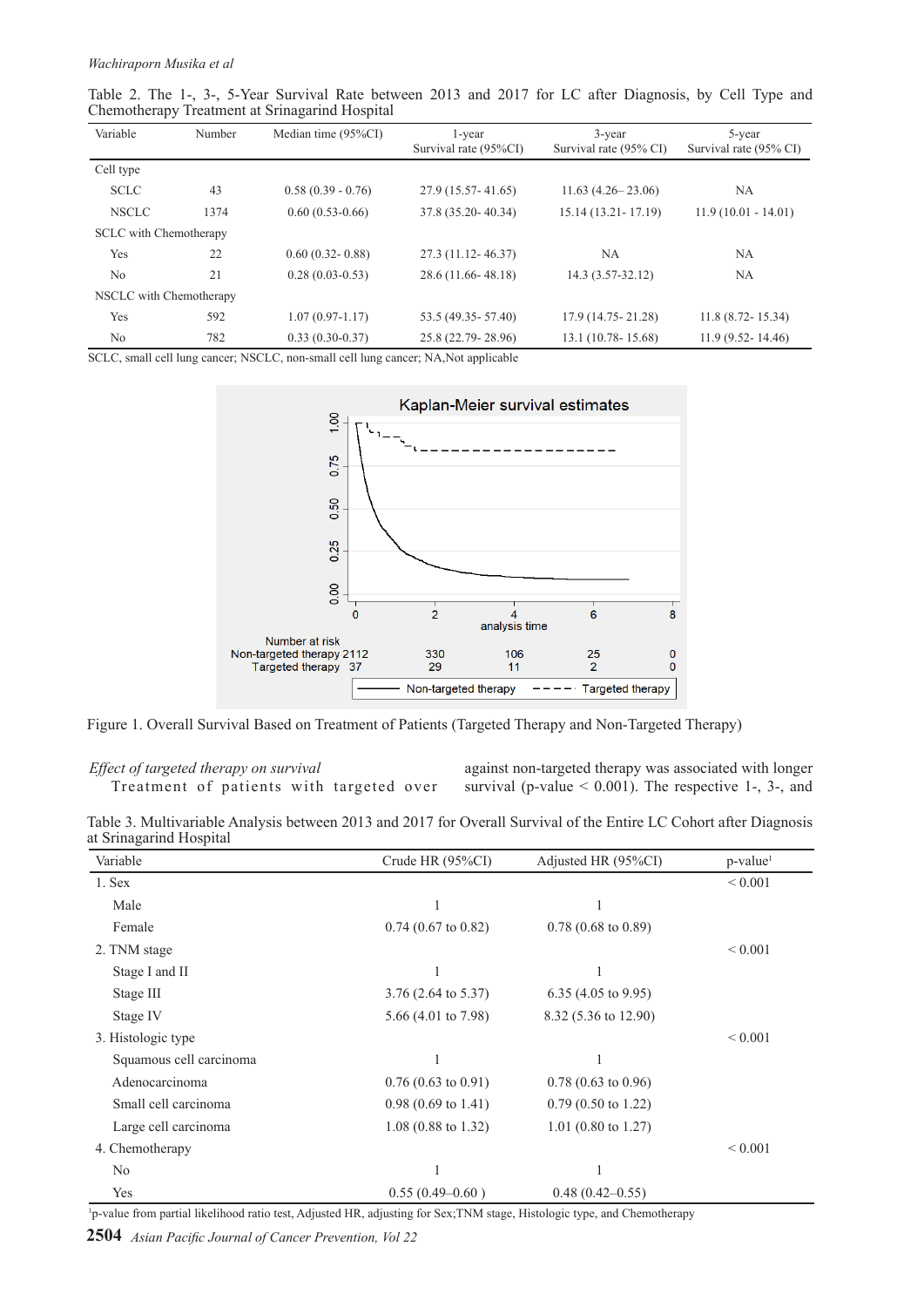Table 2. The 1-, 3-, 5-Year Survival Rate between 2013 and 2017 for LC after Diagnosis, by Cell Type and Chemotherapy Treatment at Srinagarind Hospital

| Variable | Number | Median time (95%CI) | 1-year Survival rate (95%CI) | 3-year Survival rate (95% CI) | 5-year Survival rate (95% CI) |
|---|---|---|---|---|---|
| Cell type | | | | | |
| SCLC | 43 | 0.58 (0.39 - 0.76) | 27.9 (15.57- 41.65) | 11.63 (4.26– 23.06) | NA |
| NSCLC | 1374 | 0.60 (0.53-0.66) | 37.8 (35.20- 40.34) | 15.14 (13.21- 17.19) | 11.9 (10.01 - 14.01) |
| SCLC with Chemotherapy | | | | | |
| Yes | 22 | 0.60 (0.32- 0.88) | 27.3 (11.12- 46.37) | NA | NA |
| No | 21 | 0.28 (0.03-0.53) | 28.6 (11.66- 48.18) | 14.3 (3.57-32.12) | NA |
| NSCLC with Chemotherapy | | | | | |
| Yes | 592 | 1.07 (0.97-1.17) | 53.5 (49.35- 57.40) | 17.9 (14.75- 21.28) | 11.8 (8.72- 15.34) |
| No | 782 | 0.33 (0.30-0.37) | 25.8 (22.79- 28.96) | 13.1 (10.78- 15.68) | 11.9 (9.52- 14.46) |

SCLC, small cell lung cancer; NSCLC, non-small cell lung cancer; NA,Not applicable

Figure 1. Overall Survival Based on Treatment of Patients (Targeted Therapy and Non-Targeted Therapy)

*Effect of targeted therapy on survival*

Treatment of patients with targeted over against non-targeted therapy was associated with longer survival (p-value < 0.001). The respective 1-, 3-, and

Table 3. Multivariable Analysis between 2013 and 2017 for Overall Survival of the Entire LC Cohort after Diagnosis at Srinagarind Hospital

| Variable | Crude HR (95%CI) | Adjusted HR (95%CI) | p-value[1] |
|---|---|---|---|
| 1. Sex | | | < 0.001 |
| Male | 1 | 1 | |
| Female | 0.74 (0.67 to 0.82) | 0.78 (0.68 to 0.89) | |
| 2. TNM stage | | | < 0.001 |
| Stage I and II | 1 | 1 | |
| Stage III | 3.76 (2.64 to 5.37) | 6.35 (4.05 to 9.95) | |
| Stage IV | 5.66 (4.01 to 7.98) | 8.32 (5.36 to 12.90) | |
| 3. Histologic type | | | < 0.001 |
| Squamous cell carcinoma | 1 | 1 | |
| Adenocarcinoma | 0.76 (0.63 to 0.91) | 0.78 (0.63 to 0.96) | |
| Small cell carcinoma | 0.98 (0.69 to 1.41) | 0.79 (0.50 to 1.22) | |
| Large cell carcinoma | 1.08 (0.88 to 1.32) | 1.01 (0.80 to 1.27) | |
| 4. Chemotherapy | | | < 0.001 |
| No | 1 | 1 | |
| Yes | 0.55 (0.49–0.60 ) | 0.48 (0.42–0.55) | |

[1]p-value from partial likelihood ratio test, Adjusted HR, adjusting for Sex;TNM stage, Histologic type, and Chemotherapy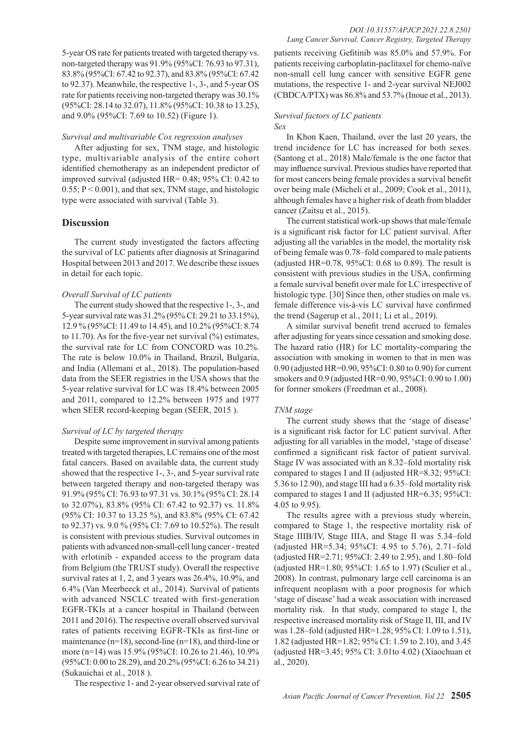5-year OS rate for patients treated with targeted therapy vs. non-targeted therapy was 91.9% (95%CI: 76.93 to 97.31), 83.8% (95%CI: 67.42 to 92.37), and 83.8% (95%CI: 67.42 to 92.37). Meanwhile, the respective 1-, 3-, and 5-year OS rate for patients receiving non-targeted therapy was 30.1% (95%CI: 28.14 to 32.07), 11.8% (95%CI: 10.38 to 13.25), and 9.0% (95%CI: 7.69 to 10.52) (Figure 1).

*Survival and multivariable Cox regression analyses*

After adjusting for sex, TNM stage, and histologic type, multivariable analysis of the entire cohort identified chemotherapy as an independent predictor of improved survival (adjusted HR= 0.48; 95% CI: 0.42 to 0.55; $P < 0.001$), and that sex, TNM stage, and histologic type were associated with survival (Table 3).

## Discussion

The current study investigated the factors affecting the survival of LC patients after diagnosis at Srinagarind Hospital between 2013 and 2017. We describe these issues in detail for each topic.

*Overall Survival of LC patients*

The current study showed that the respective 1-, 3-, and 5-year survival rate was 31.2% (95% CI: 29.21 to 33.15%), 12.9 % (95%CI: 11.49 to 14.45), and 10.2% (95%CI: 8.74 to 11.70). As for the five-year net survival (%) estimates, the survival rate for LC from CONCORD was 10.2%. The rate is below 10.0% in Thailand, Brazil, Bulgaria, and India (Allemani et al., 2018). The population-based data from the SEER registries in the USA shows that the 5-year relative survival for LC was 18.4% between 2005 and 2011, compared to 12.2% between 1975 and 1977 when SEER record-keeping began (SEER, 2015 ).

*Survival of LC by targeted therapy*

Despite some improvement in survival among patients treated with targeted therapies, LC remains one of the most fatal cancers. Based on available data, the current study showed that the respective 1-, 3-, and 5-year survival rate between targeted therapy and non-targeted therapy was 91.9% (95% CI: 76.93 to 97.31 vs. 30.1% (95% CI: 28.14 to 32.07%), 83.8% (95% CI: 67.42 to 92.37) vs. 11.8% (95% CI: 10.37 to 13.25 %), and 83.8% (95% CI: 67.42 to 92.37) vs. 9.0 % (95% CI: 7.69 to 10.52%). The result is consistent with previous studies. Survival outcomes in patients with advanced non-small-cell lung cancer - treated with erlotinib - expanded access to the program data from Belgium (the TRUST study). Overall the respective survival rates at 1, 2, and 3 years was 26.4%, 10.9%, and 6.4% (Van Meerbeeck et al., 2014). Survival of patients with advanced NSCLC treated with first-generation EGFR-TKIs at a cancer hospital in Thailand (between 2011 and 2016). The respective overall observed survival rates of patients receiving EGFR-TKIs as first-line or maintenance (n=18), second-line (n=18), and third-line or more (n=14) was 15.9% (95%CI: 10.26 to 21.46), 10.9% (95%CI: 0.00 to 28.29), and 20.2% (95%CI: 6.26 to 34.21) (Sukauichai et al., 2018 ).

The respective 1- and 2-year observed survival rate of patients receiving Gefitinib was 85.0% and 57.9%. For patients receiving carboplatin-paclitaxel for chemo-naïve non-small cell lung cancer with sensitive EGFR gene mutations, the respective 1- and 2-year survival NEJ002 (CBDCA/PTX) was 86.8% and 53.7% (Inoue et al., 2013).

*Survival factors of LC patients*

*Sex*

In Khon Kaen, Thailand, over the last 20 years, the trend incidence for LC has increased for both sexes. (Santong et al., 2018) Male/female is the one factor that may influence survival. Previous studies have reported that for most cancers being female provides a survival benefit over being male (Micheli et al., 2009; Cook et al., 2011), although females have a higher risk of death from bladder cancer (Zaitsu et al., 2015).

The current statistical work-up shows that male/female is a significant risk factor for LC patient survival. After adjusting all the variables in the model, the mortality risk of being female was 0.78–fold compared to male patients (adjusted HR=0.78, 95%CI: 0.68 to 0.89). The result is consistent with previous studies in the USA, confirming a female survival benefit over male for LC irrespective of histologic type. [30] Since then, other studies on male vs. female difference vis-à-vis LC survival have confirmed the trend (Sagerup et al., 2011; Li et al., 2019).

A similar survival benefit trend accrued to females after adjusting for years since cessation and smoking dose. The hazard ratio (HR) for LC mortality-comparing the association with smoking in women to that in men was 0.90 (adjusted HR=0.90, 95%CI: 0.80 to 0.90) for current smokers and 0.9 (adjusted HR=0.90, 95%CI: 0.90 to 1.00) for former smokers (Freedman et al., 2008).

*TNM stage*

The current study shows that the 'stage of disease' is a significant risk factor for LC patient survival. After adjusting for all variables in the model, 'stage of disease' confirmed a significant risk factor of patient survival. Stage IV was associated with an 8.32–fold mortality risk compared to stages I and II (adjusted HR=8.32; 95%CI: 5.36 to 12.90), and stage III had a 6.35–fold mortality risk compared to stages I and II (adjusted HR=6.35; 95%CI: 4.05 to 9.95).

The results agree with a previous study wherein, compared to Stage 1, the respective mortality risk of Stage IIIB/IV, Stage IIIA, and Stage II was 5.34–fold (adjusted HR=5.34; 95%CI: 4.95 to 5.76), 2.71–fold (adjusted HR=2.71; 95%CI: 2.49 to 2.95), and 1.80–fold (adjusted HR=1.80; 95%CI: 1.65 to 1.97) (Sculier et al., 2008). In contrast, pulmonary large cell carcinoma is an infrequent neoplasm with a poor prognosis for which 'stage of disease' had a weak association with increased mortality risk. In that study, compared to stage I, the respective increased mortality risk of Stage II, III, and IV was 1.28–fold (adjusted HR=1.28; 95% CI: 1.09 to 1.51), 1.82 (adjusted HR=1.82; 95% CI: 1.59 to 2.10), and 3.45 (adjusted HR=3.45; 95% CI: 3.01to 4.02) (Xiaochuan et al., 2020).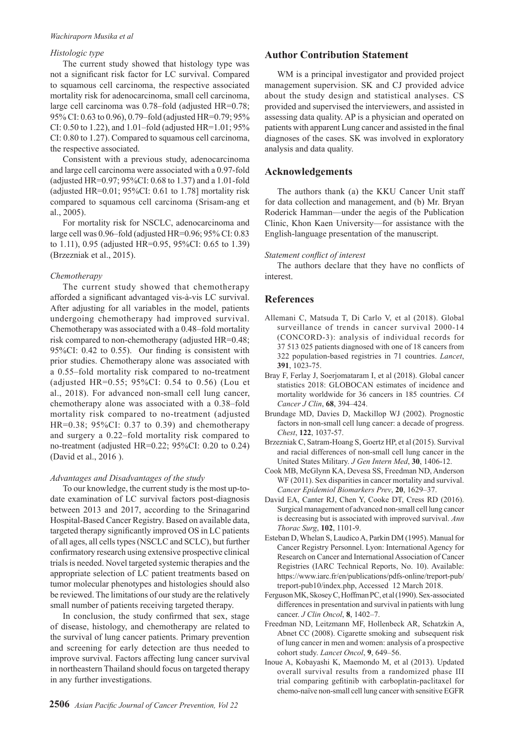### *Histologic type*

The current study showed that histology type was not a significant risk factor for LC survival. Compared to squamous cell carcinoma, the respective associated mortality risk for adenocarcinoma, small cell carcinoma, large cell carcinoma was 0.78–fold (adjusted HR=0.78; 95% CI: 0.63 to 0.96), 0.79–fold (adjusted HR=0.79; 95% CI: 0.50 to 1.22), and 1.01–fold (adjusted HR=1.01; 95% CI: 0.80 to 1.27). Compared to squamous cell carcinoma, the respective associated.

Consistent with a previous study, adenocarcinoma and large cell carcinoma were associated with a 0.97-fold (adjusted HR=0.97; 95%CI: 0.68 to 1.37) and a 1.01-fold (adjusted HR=0.01; 95%CI: 0.61 to 1.78] mortality risk compared to squamous cell carcinoma (Srisam-ang et al., 2005).

For mortality risk for NSCLC, adenocarcinoma and large cell was 0.96–fold (adjusted HR=0.96; 95% CI: 0.83 to 1.11), 0.95 (adjusted HR=0.95, 95%CI: 0.65 to 1.39) (Brzezniak et al., 2015).

### *Chemotherapy*

The current study showed that chemotherapy afforded a significant advantaged vis-à-vis LC survival. After adjusting for all variables in the model, patients undergoing chemotherapy had improved survival. Chemotherapy was associated with a 0.48–fold mortality risk compared to non-chemotherapy (adjusted HR=0.48; 95%CI: 0.42 to 0.55). Our finding is consistent with prior studies. Chemotherapy alone was associated with a 0.55–fold mortality risk compared to no-treatment (adjusted HR=0.55; 95%CI: 0.54 to 0.56) (Lou et al., 2018). For advanced non-small cell lung cancer, chemotherapy alone was associated with a 0.38–fold mortality risk compared to no-treatment (adjusted HR=0.38; 95%CI: 0.37 to 0.39) and chemotherapy and surgery a 0.22–fold mortality risk compared to no-treatment (adjusted HR=0.22; 95%CI: 0.20 to 0.24) (David et al., 2016 ).

### *Advantages and Disadvantages of the study*

To our knowledge, the current study is the most up-to-date examination of LC survival factors post-diagnosis between 2013 and 2017, according to the Srinagarind Hospital-Based Cancer Registry. Based on available data, targeted therapy significantly improved OS in LC patients of all ages, all cells types (NSCLC and SCLC), but further confirmatory research using extensive prospective clinical trials is needed. Novel targeted systemic therapies and the appropriate selection of LC patient treatments based on tumor molecular phenotypes and histologies should also be reviewed. The limitations of our study are the relatively small number of patients receiving targeted therapy.

In conclusion, the study confirmed that sex, stage of disease, histology, and chemotherapy are related to the survival of lung cancer patients. Primary prevention and screening for early detection are thus needed to improve survival. Factors affecting lung cancer survival in northeastern Thailand should focus on targeted therapy in any further investigations.

## Author Contribution Statement

WM is a principal investigator and provided project management supervision. SK and CJ provided advice about the study design and statistical analyses. CS provided and supervised the interviewers, and assisted in assessing data quality. AP is a physician and operated on patients with apparent Lung cancer and assisted in the final diagnoses of the cases. SK was involved in exploratory analysis and data quality.

## Acknowledgements

The authors thank (a) the KKU Cancer Unit staff for data collection and management, and (b) Mr. Bryan Roderick Hamman—under the aegis of the Publication Clinic, Khon Kaen University—for assistance with the English-language presentation of the manuscript.

### *Statement conflict of interest*

The authors declare that they have no conflicts of interest.

## References

Allemani C, Matsuda T, Di Carlo V, et al (2018). Global surveillance of trends in cancer survival 2000-14 (CONCORD-3): analysis of individual records for 37 513 025 patients diagnosed with one of 18 cancers from 322 population-based registries in 71 countries. *Lancet*, **391**, 1023-75.

Bray F, Ferlay J, Soerjomataram I, et al (2018). Global cancer statistics 2018: GLOBOCAN estimates of incidence and mortality worldwide for 36 cancers in 185 countries. *CA Cancer J Clin*, **68**, 394–424.

Brundage MD, Davies D, Mackillop WJ (2002). Prognostic factors in non-small cell lung cancer: a decade of progress. *Chest*, **122**, 1037-57.

Brzezniak C, Satram-Hoang S, Goertz HP, et al (2015). Survival and racial differences of non-small cell lung cancer in the United States Military. *J Gen Intern Med*, **30**, 1406-12.

Cook MB, McGlynn KA, Devesa SS, Freedman ND, Anderson WF (2011). Sex disparities in cancer mortality and survival. *Cancer Epidemiol Biomarkers Prev*, **20**, 1629–37.

David EA, Canter RJ, Chen Y, Cooke DT, Cress RD (2016). Surgical management of advanced non-small cell lung cancer is decreasing but is associated with improved survival. *Ann Thorac Surg*, **102**, 1101-9.

Esteban D, Whelan S, Laudico A, Parkin DM (1995). Manual for Cancer Registry Personnel. Lyon: International Agency for Research on Cancer and International Association of Cancer Registries (IARC Technical Reports, No. 10). Available: https://www.iarc.fr/en/publications/pdfs-online/treport-pub/treport-pub10/index.php, Accessed 12 March 2018.

Ferguson MK, Skosey C, Hoffman PC, et al (1990). Sex-associated differences in presentation and survival in patients with lung cancer. *J Clin Oncol*, **8**, 1402–7.

Freedman ND, Leitzmann MF, Hollenbeck AR, Schatzkin A, Abnet CC (2008). Cigarette smoking and subsequent risk of lung cancer in men and women: analysis of a prospective cohort study. *Lancet Oncol*, **9**, 649–56.

Inoue A, Kobayashi K, Maemondo M, et al (2013). Updated overall survival results from a randomized phase III trial comparing gefitinib with carboplatin-paclitaxel for chemo-naïve non-small cell lung cancer with sensitive EGFR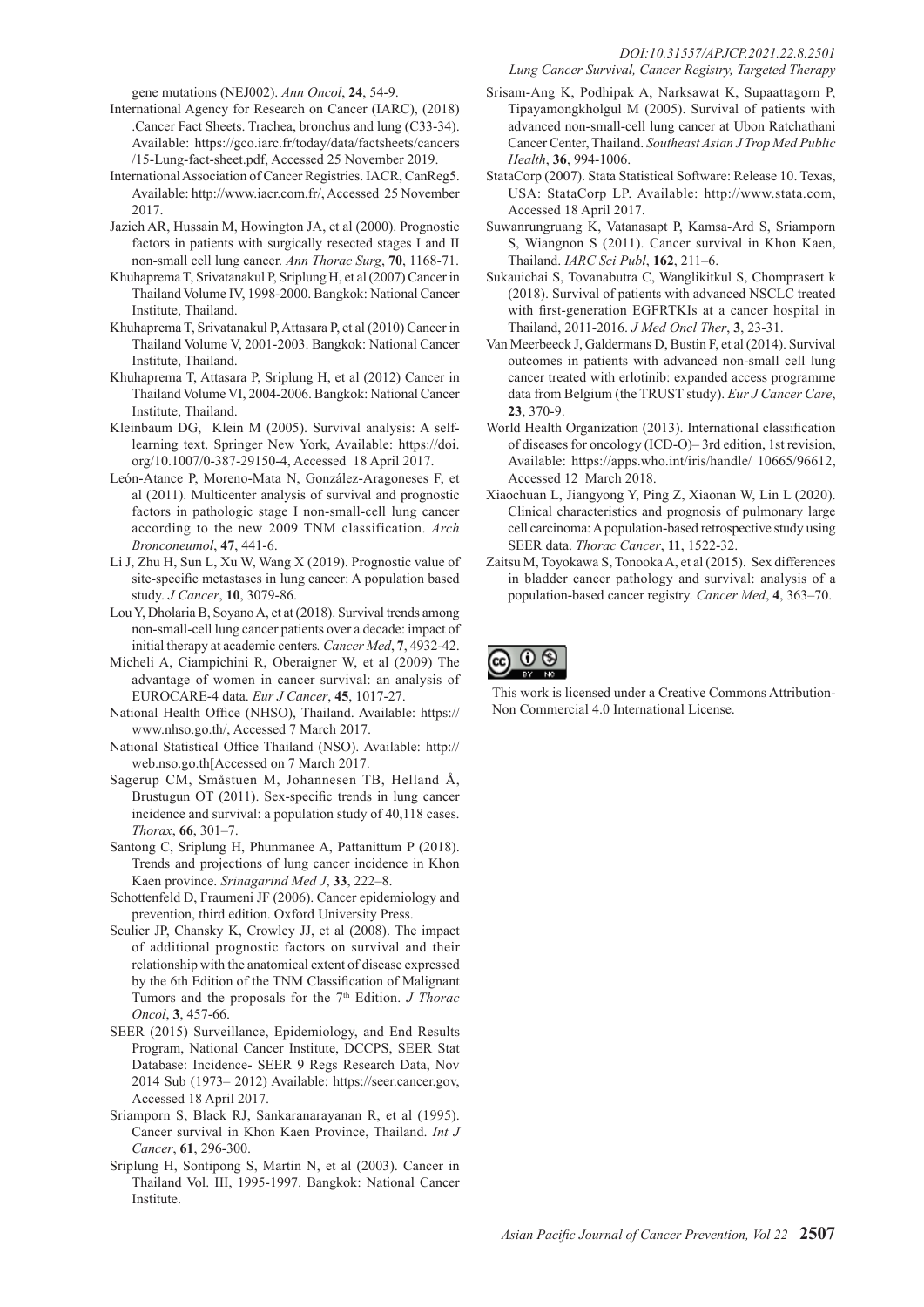gene mutations (NEJ002). *Ann Oncol*, **24**, 54-9.

International Agency for Research on Cancer (IARC), (2018) .Cancer Fact Sheets. Trachea, bronchus and lung (C33-34). Available: https://gco.iarc.fr/today/data/factsheets/cancers/15-Lung-fact-sheet.pdf, Accessed 25 November 2019.

International Association of Cancer Registries. IACR, CanReg5. Available: http://www.iacr.com.fr/, Accessed 25 November 2017.

Jazieh AR, Hussain M, Howington JA, et al (2000). Prognostic factors in patients with surgically resected stages I and II non-small cell lung cancer. *Ann Thorac Surg*, **70**, 1168-71.

Khuhaprema T, Srivatanakul P, Sriplung H, et al (2007) Cancer in Thailand Volume IV, 1998-2000. Bangkok: National Cancer Institute, Thailand.

Khuhaprema T, Srivatanakul P, Attasara P, et al (2010) Cancer in Thailand Volume V, 2001-2003. Bangkok: National Cancer Institute, Thailand.

Khuhaprema T, Attasara P, Sriplung H, et al (2012) Cancer in Thailand Volume VI, 2004-2006. Bangkok: National Cancer Institute, Thailand.

Kleinbaum DG, Klein M (2005). Survival analysis: A self-learning text. Springer New York, Available: https://doi.org/10.1007/0-387-29150-4, Accessed 18 April 2017.

León-Atance P, Moreno-Mata N, González-Aragoneses F, et al (2011). Multicenter analysis of survival and prognostic factors in pathologic stage I non-small-cell lung cancer according to the new 2009 TNM classification. *Arch Bronconeumol*, **47**, 441-6.

Li J, Zhu H, Sun L, Xu W, Wang X (2019). Prognostic value of site-specific metastases in lung cancer: A population based study. *J Cancer*, **10**, 3079-86.

Lou Y, Dholaria B, Soyano A, et at (2018). Survival trends among non-small-cell lung cancer patients over a decade: impact of initial therapy at academic centers. *Cancer Med*, **7**, 4932-42.

Micheli A, Ciampichini R, Oberaigner W, et al (2009) The advantage of women in cancer survival: an analysis of EUROCARE-4 data. *Eur J Cancer*, **45**, 1017-27.

National Health Office (NHSO), Thailand. Available: https://www.nhso.go.th/, Accessed 7 March 2017.

National Statistical Office Thailand (NSO). Available: http://web.nso.go.th[Accessed on 7 March 2017.

Sagerup CM, Småstuen M, Johannesen TB, Helland Å, Brustugun OT (2011). Sex-specific trends in lung cancer incidence and survival: a population study of 40,118 cases. *Thorax*, **66**, 301–7.

Santong C, Sriplung H, Phunmanee A, Pattanittum P (2018). Trends and projections of lung cancer incidence in Khon Kaen province. *Srinagarind Med J*, **33**, 222–8.

Schottenfeld D, Fraumeni JF (2006). Cancer epidemiology and prevention, third edition. Oxford University Press.

Sculier JP, Chansky K, Crowley JJ, et al (2008). The impact of additional prognostic factors on survival and their relationship with the anatomical extent of disease expressed by the 6th Edition of the TNM Classification of Malignant Tumors and the proposals for the 7th Edition. *J Thorac Oncol*, **3**, 457-66.

SEER (2015) Surveillance, Epidemiology, and End Results Program, National Cancer Institute, DCCPS, SEER Stat Database: Incidence- SEER 9 Regs Research Data, Nov 2014 Sub (1973– 2012) Available: https://seer.cancer.gov, Accessed 18 April 2017.

Sriamporn S, Black RJ, Sankaranarayanan R, et al (1995). Cancer survival in Khon Kaen Province, Thailand. *Int J Cancer*, **61**, 296-300.

Sriplung H, Sontipong S, Martin N, et al (2003). Cancer in Thailand Vol. III, 1995-1997. Bangkok: National Cancer Institute.

Srisam-Ang K, Podhipak A, Narksawat K, Supaattagorn P, Tipayamongkholgul M (2005). Survival of patients with advanced non-small-cell lung cancer at Ubon Ratchathani Cancer Center, Thailand. *Southeast Asian J Trop Med Public Health*, **36**, 994-1006.

StataCorp (2007). Stata Statistical Software: Release 10. Texas, USA: StataCorp LP. Available: http://www.stata.com, Accessed 18 April 2017.

Suwanrungruang K, Vatanasapt P, Kamsa-Ard S, Sriamporn S, Wiangnon S (2011). Cancer survival in Khon Kaen, Thailand. *IARC Sci Publ*, **162**, 211–6.

Sukauichai S, Tovanabutra C, Wanglikitkul S, Chomprasert k (2018). Survival of patients with advanced NSCLC treated with first-generation EGFRTKIs at a cancer hospital in Thailand, 2011-2016. *J Med Oncl Ther*, **3**, 23-31.

Van Meerbeeck J, Galdermans D, Bustin F, et al (2014). Survival outcomes in patients with advanced non-small cell lung cancer treated with erlotinib: expanded access programme data from Belgium (the TRUST study). *Eur J Cancer Care*, **23**, 370-9.

World Health Organization (2013). International classification of diseases for oncology (ICD-O)– 3rd edition, 1st revision, Available: https://apps.who.int/iris/handle/ 10665/96612, Accessed 12 March 2018.

Xiaochuan L, Jiangyong Y, Ping Z, Xiaonan W, Lin L (2020). Clinical characteristics and prognosis of pulmonary large cell carcinoma: A population-based retrospective study using SEER data. *Thorac Cancer*, **11**, 1522-32.

Zaitsu M, Toyokawa S, Tonooka A, et al (2015). Sex differences in bladder cancer pathology and survival: analysis of a population-based cancer registry. *Cancer Med*, **4**, 363–70.

This work is licensed under a Creative Commons Attribution-Non Commercial 4.0 International License.